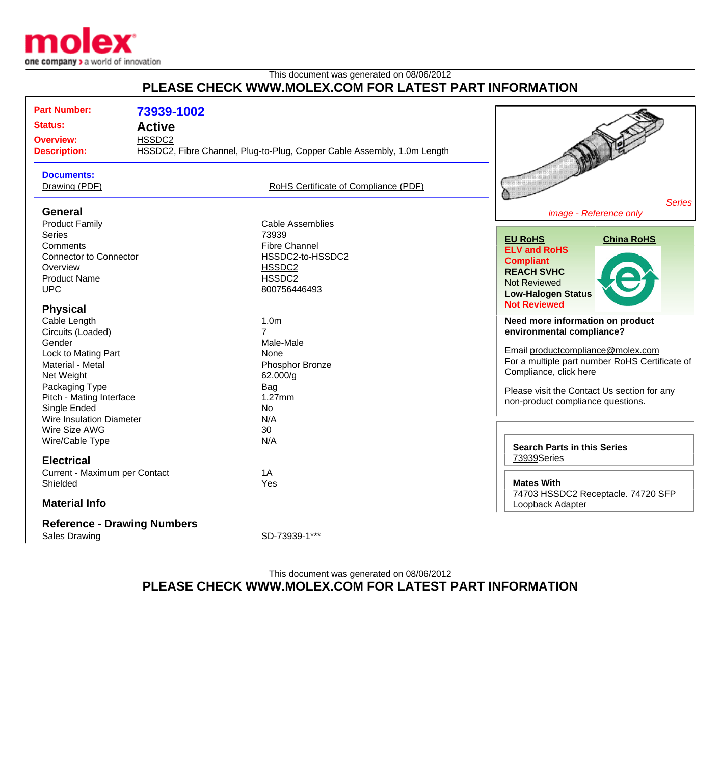molex
one company > a world of innovation

This document was generated on 08/06/2012

**PLEASE CHECK WWW.MOLEX.COM FOR LATEST PART INFORMATION**

| | |
|---|---|
| **Part Number:** | **73939-1002** |
| **Status:** | **Active** |
| **Overview:** | HSSDC2 |
| **Description:** | HSSDC2, Fibre Channel, Plug-to-Plug, Copper Cable Assembly, 1.0m Length |

**Documents:**
Drawing (PDF)
RoHS Certificate of Compliance (PDF)

## General

| | |
|---|---|
| Product Family | Cable Assemblies |
| Series | 73939 |
| Comments | Fibre Channel |
| Connector to Connector | HSSDC2-to-HSSDC2 |
| Overview | HSSDC2 |
| Product Name | HSSDC2 |
| UPC | 800756446493 |

## Physical

| | |
|---|---|
| Cable Length | 1.0m |
| Circuits (Loaded) | 7 |
| Gender | Male-Male |
| Lock to Mating Part | None |
| Material - Metal | Phosphor Bronze |
| Net Weight | 62.000/g |
| Packaging Type | Bag |
| Pitch - Mating Interface | 1.27mm |
| Single Ended | No |
| Wire Insulation Diameter | N/A |
| Wire Size AWG | 30 |
| Wire/Cable Type | N/A |

## Electrical

| | |
|---|---|
| Current - Maximum per Contact | 1A |
| Shielded | Yes |

## Material Info

## Reference - Drawing Numbers

| | |
|---|---|
| Sales Drawing | SD-73939-1*** |

*Series image - Reference only*

**EU RoHS**
**ELV and RoHS Compliant**
**China RoHS**
**REACH SVHC**
Not Reviewed
**Low-Halogen Status**
**Not Reviewed**

**Need more information on product environmental compliance?**

Email productcompliance@molex.com
For a multiple part number RoHS Certificate of Compliance, click here

Please visit the Contact Us section for any non-product compliance questions.

**Search Parts in this Series**
73939Series

**Mates With**
74703 HSSDC2 Receptacle. 74720 SFP Loopback Adapter

This document was generated on 08/06/2012

**PLEASE CHECK WWW.MOLEX.COM FOR LATEST PART INFORMATION**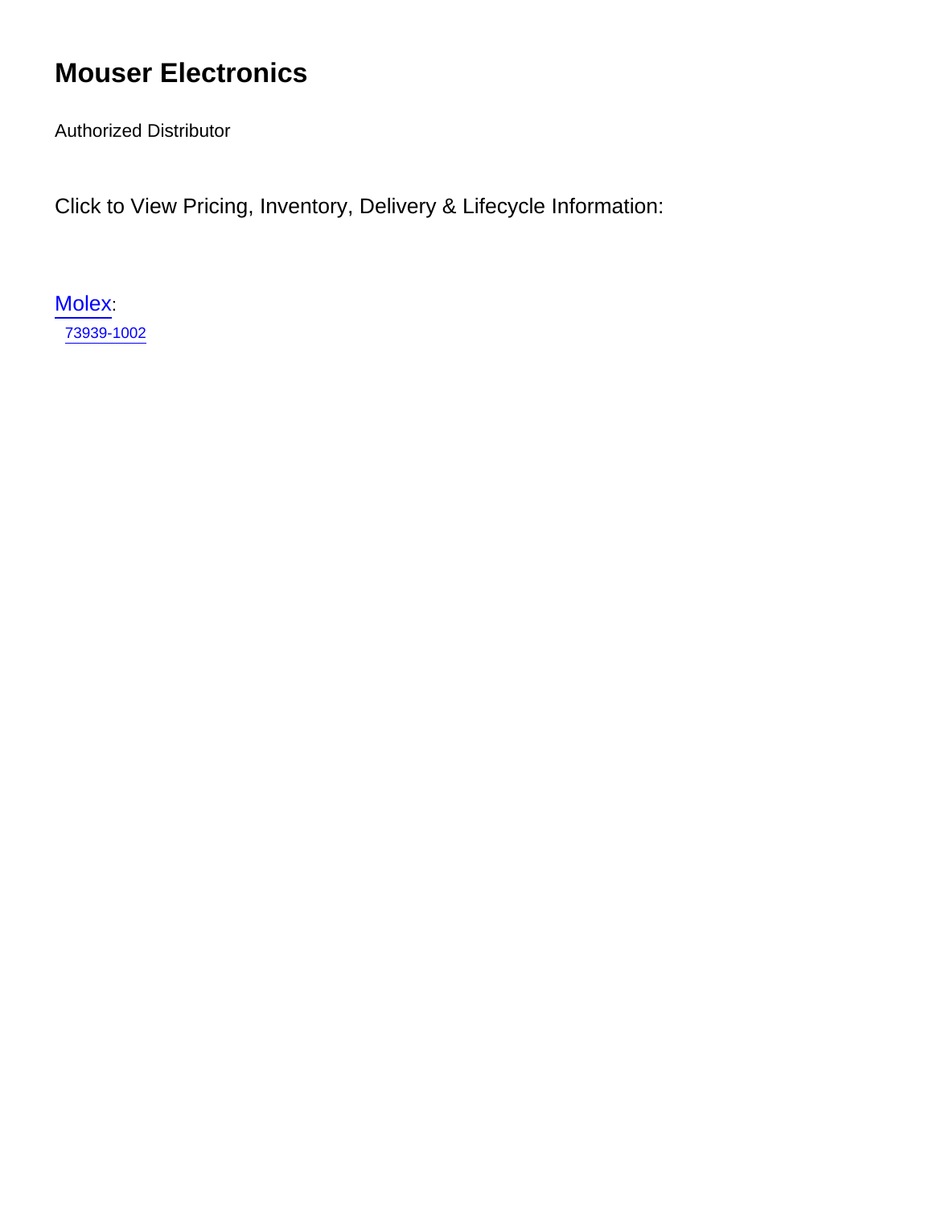# Mouser Electronics

Authorized Distributor

Click to View Pricing, Inventory, Delivery & Lifecycle Information:

Molex:

73939-1002